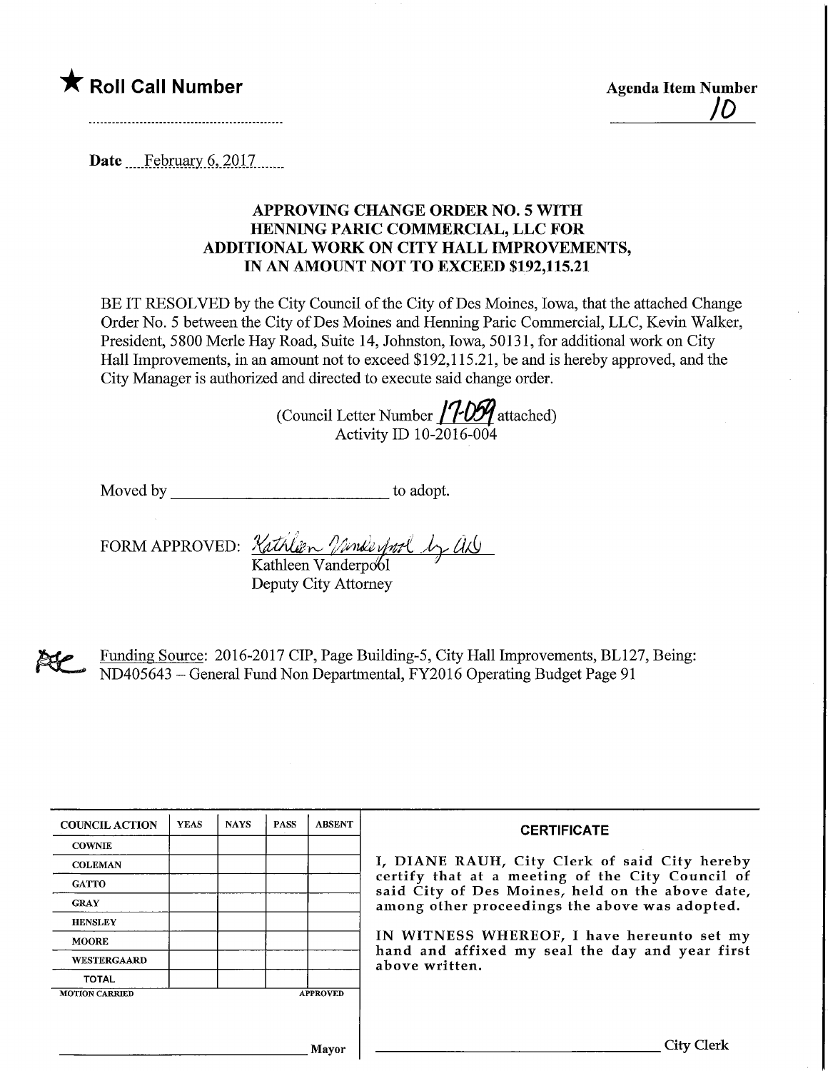★ **Roll Call Number**

**Agenda Item Number**

10

Date February 6, 2017

**APPROVING CHANGE ORDER NO. 5 WITH HENNING PARIC COMMERCIAL, LLC FOR ADDITIONAL WORK ON CITY HALL IMPROVEMENTS, IN AN AMOUNT NOT TO EXCEED $192,115.21**

BE IT RESOLVED by the City Council of the City of Des Moines, Iowa, that the attached Change Order No. 5 between the City of Des Moines and Henning Paric Commercial, LLC, Kevin Walker, President, 5800 Merle Hay Road, Suite 14, Johnston, Iowa, 50131, for additional work on City Hall Improvements, in an amount not to exceed $192,115.21, be and is hereby approved, and the City Manager is authorized and directed to execute said change order.

(Council Letter Number 17-059 attached)
Activity ID 10-2016-004

Moved by ______________________ to adopt.

FORM APPROVED: Kathleen Vanderpool by ALG
Kathleen Vanderpool
Deputy City Attorney

Funding Source: 2016-2017 CIP, Page Building-5, City Hall Improvements, BL127, Being: ND405643 – General Fund Non Departmental, FY2016 Operating Budget Page 91

| COUNCIL ACTION | YEAS | NAYS | PASS | ABSENT |
|---|---|---|---|---|
| COWNIE | | | | |
| COLEMAN | | | | |
| GATTO | | | | |
| GRAY | | | | |
| HENSLEY | | | | |
| MOORE | | | | |
| WESTERGAARD | | | | |
| TOTAL | | | | |
| MOTION CARRIED | | | | APPROVED |

_______________________ Mayor

**CERTIFICATE**

I, DIANE RAUH, City Clerk of said City hereby certify that at a meeting of the City Council of said City of Des Moines, held on the above date, among other proceedings the above was adopted.

IN WITNESS WHEREOF, I have hereunto set my hand and affixed my seal the day and year first above written.

_______________________ City Clerk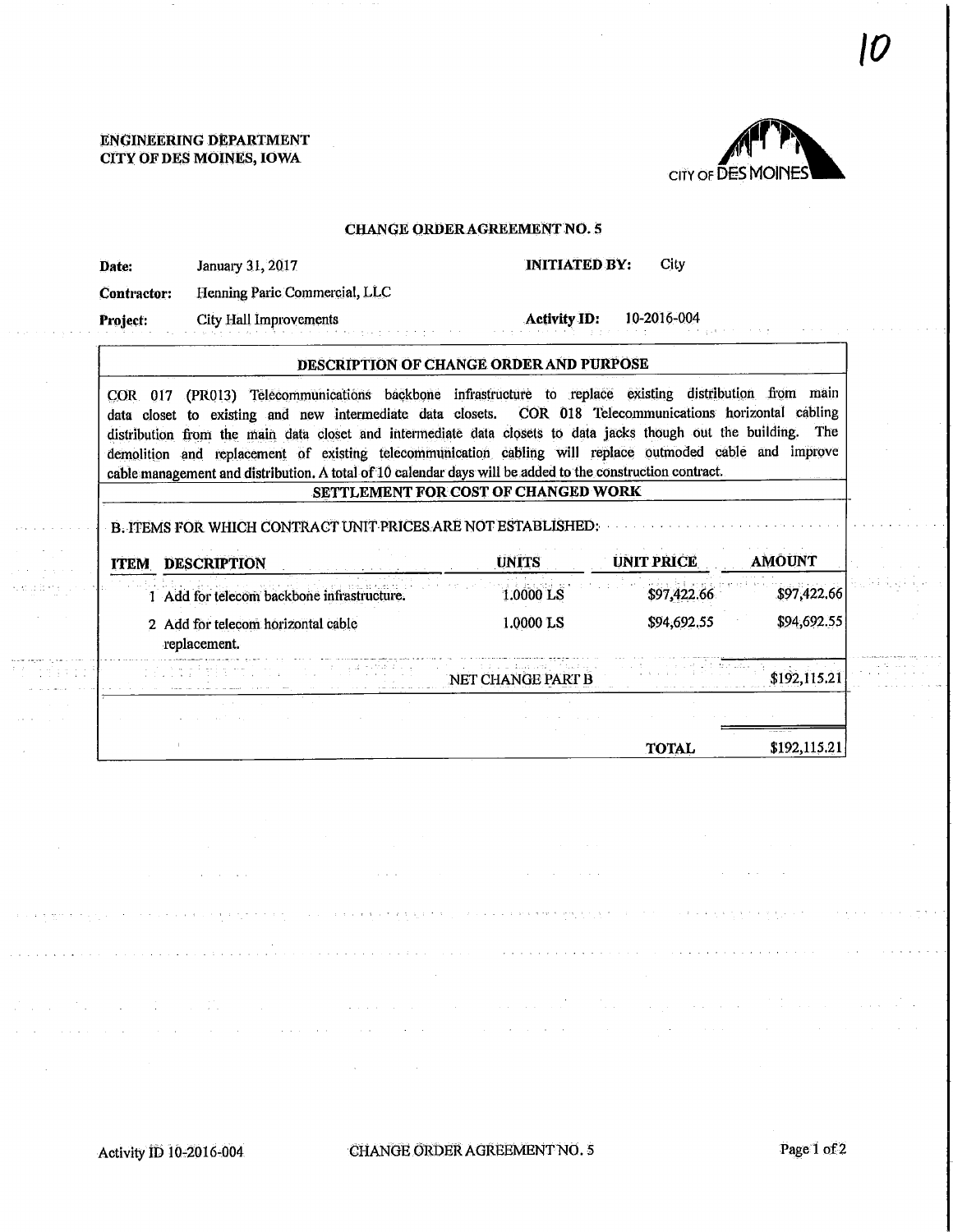ENGINEERING DEPARTMENT
CITY OF DES MOINES, IOWA

CITY OF DES MOINES

## CHANGE ORDER AGREEMENT NO. 5

**Date:** January 31, 2017 **INITIATED BY:** City

**Contractor:** Henning Paric Commercial, LLC

**Project:** City Hall Improvements **Activity ID:** 10-2016-004

### DESCRIPTION OF CHANGE ORDER AND PURPOSE

COR 017 (PR013) Telecommunications backbone infrastructure to replace existing distribution from main data closet to existing and new intermediate data closets. COR 018 Telecommunications horizontal cabling distribution from the main data closet and intermediate data closets to data jacks though out the building. The demolition and replacement of existing telecommunication cabling will replace outmoded cable and improve cable management and distribution. A total of 10 calendar days will be added to the construction contract.

### SETTLEMENT FOR COST OF CHANGED WORK

B. ITEMS FOR WHICH CONTRACT UNIT PRICES ARE NOT ESTABLISHED:

| ITEM | DESCRIPTION | UNITS | UNIT PRICE | AMOUNT |
|---|---|---|---|---|
| 1 | Add for telecom backbone infrastructure. | 1.0000 LS | $97,422.66 | $97,422.66 |
| 2 | Add for telecom horizontal cable replacement. | 1.0000 LS | $94,692.55 | $94,692.55 |
| | | NET CHANGE PART B | | $192,115.21 |
| | | | TOTAL | $192,115.21 |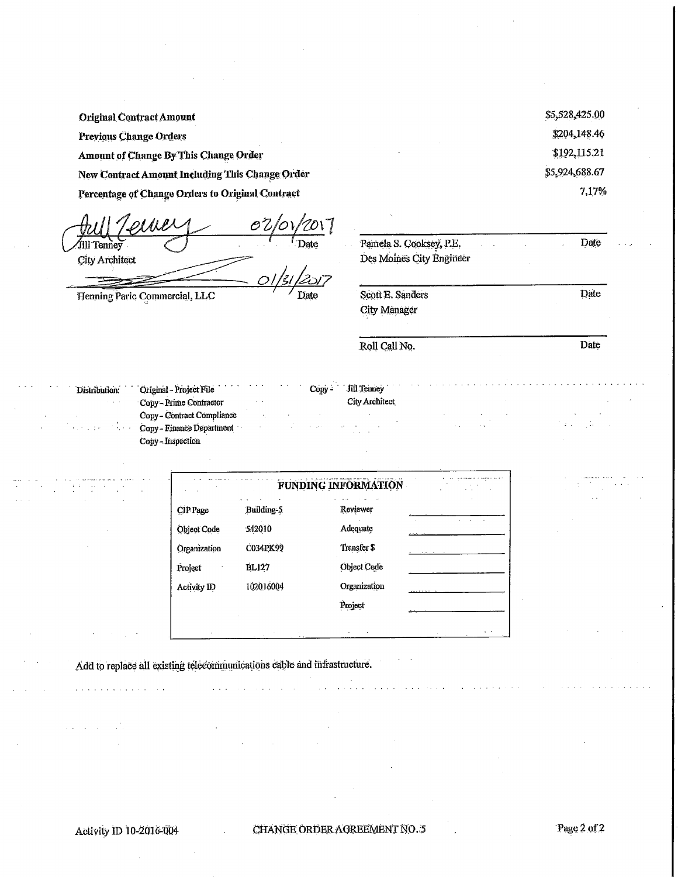| | |
|---|---|
| **Original Contract Amount** | $5,528,425.00 |
| **Previous Change Orders** | $204,148.46 |
| **Amount of Change By This Change Order** | $192,115.21 |
| **New Contract Amount Including This Change Order** | $5,924,688.67 |
| **Percentage of Change Orders to Original Contract** | 7.17% |

Jill Tenney 02/01/2017
Jill Tenney — Date
City Architect

01/31/2017
Henning Paric Commercial, LLC — Date

Pamela S. Cooksey, P.E. — Date
Des Moines City Engineer

Scott E. Sanders — Date
City Manager

Roll Call No. — Date

Distribution: Original - Project File
Copy - Prime Contractor
Copy - Contract Compliance
Copy - Finance Department
Copy - Inspection

Copy - Jill Tenney
City Architect

**FUNDING INFORMATION**

| | | | |
|---|---|---|---|
| CIP Page | Building-5 | Reviewer | |
| Object Code | 542010 | Adequate | |
| Organization | C034PK99 | Transfer $ | |
| Project | BL127 | Object Code | |
| Activity ID | 102016004 | Organization | |
| | | Project | |

Add to replace all existing telecommunications cable and infrastructure.

Activity ID 10-2016-004 — CHANGE ORDER AGREEMENT NO. 5